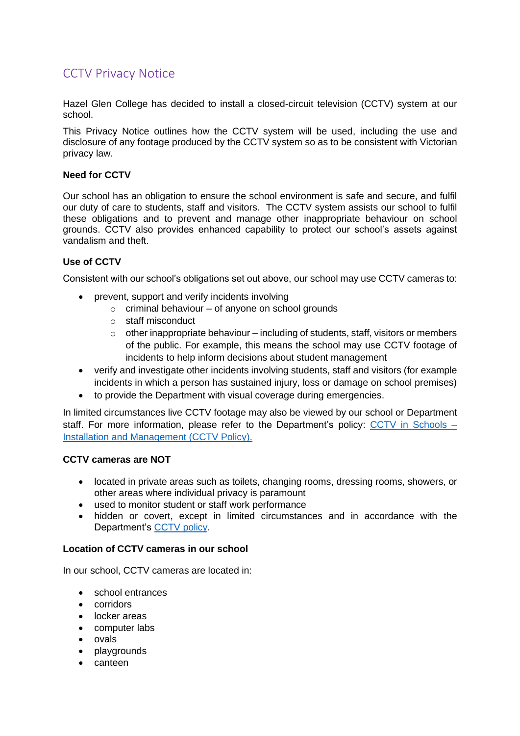# CCTV Privacy Notice

Hazel Glen College has decided to install a closed-circuit television (CCTV) system at our school.

This Privacy Notice outlines how the CCTV system will be used, including the use and disclosure of any footage produced by the CCTV system so as to be consistent with Victorian privacy law.

**Need for CCTV**

Our school has an obligation to ensure the school environment is safe and secure, and fulfil our duty of care to students, staff and visitors. The CCTV system assists our school to fulfil these obligations and to prevent and manage other inappropriate behaviour on school grounds. CCTV also provides enhanced capability to protect our school's assets against vandalism and theft.

**Use of CCTV**

Consistent with our school's obligations set out above, our school may use CCTV cameras to:

- prevent, support and verify incidents involving
  - criminal behaviour – of anyone on school grounds
  - staff misconduct
  - other inappropriate behaviour – including of students, staff, visitors or members of the public. For example, this means the school may use CCTV footage of incidents to help inform decisions about student management
- verify and investigate other incidents involving students, staff and visitors (for example incidents in which a person has sustained injury, loss or damage on school premises)
- to provide the Department with visual coverage during emergencies.

In limited circumstances live CCTV footage may also be viewed by our school or Department staff. For more information, please refer to the Department's policy: [CCTV in Schools – Installation and Management (CCTV Policy).]()

**CCTV cameras are NOT**

- located in private areas such as toilets, changing rooms, dressing rooms, showers, or other areas where individual privacy is paramount
- used to monitor student or staff work performance
- hidden or covert, except in limited circumstances and in accordance with the Department's [CCTV policy]().

**Location of CCTV cameras in our school**

In our school, CCTV cameras are located in:

- school entrances
- corridors
- locker areas
- computer labs
- ovals
- playgrounds
- canteen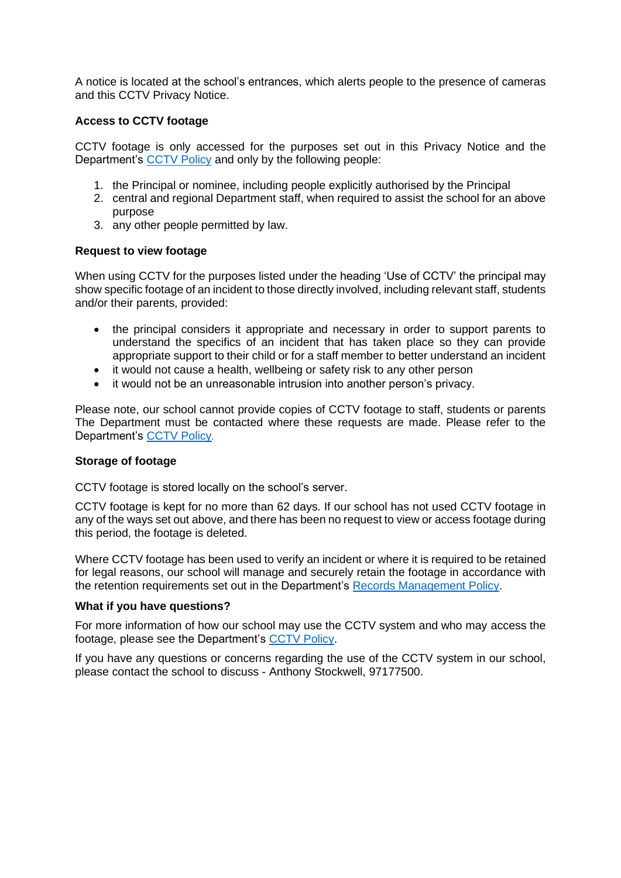A notice is located at the school's entrances, which alerts people to the presence of cameras and this CCTV Privacy Notice.

**Access to CCTV footage**

CCTV footage is only accessed for the purposes set out in this Privacy Notice and the Department's CCTV Policy and only by the following people:

1. the Principal or nominee, including people explicitly authorised by the Principal
2. central and regional Department staff, when required to assist the school for an above purpose
3. any other people permitted by law.

**Request to view footage**

When using CCTV for the purposes listed under the heading 'Use of CCTV' the principal may show specific footage of an incident to those directly involved, including relevant staff, students and/or their parents, provided:

- the principal considers it appropriate and necessary in order to support parents to understand the specifics of an incident that has taken place so they can provide appropriate support to their child or for a staff member to better understand an incident
- it would not cause a health, wellbeing or safety risk to any other person
- it would not be an unreasonable intrusion into another person's privacy.

Please note, our school cannot provide copies of CCTV footage to staff, students or parents The Department must be contacted where these requests are made. Please refer to the Department's CCTV Policy.

**Storage of footage**

CCTV footage is stored locally on the school's server.

CCTV footage is kept for no more than 62 days. If our school has not used CCTV footage in any of the ways set out above, and there has been no request to view or access footage during this period, the footage is deleted.

Where CCTV footage has been used to verify an incident or where it is required to be retained for legal reasons, our school will manage and securely retain the footage in accordance with the retention requirements set out in the Department's Records Management Policy.

**What if you have questions?**

For more information of how our school may use the CCTV system and who may access the footage, please see the Department's CCTV Policy.

If you have any questions or concerns regarding the use of the CCTV system in our school, please contact the school to discuss - Anthony Stockwell, 97177500.